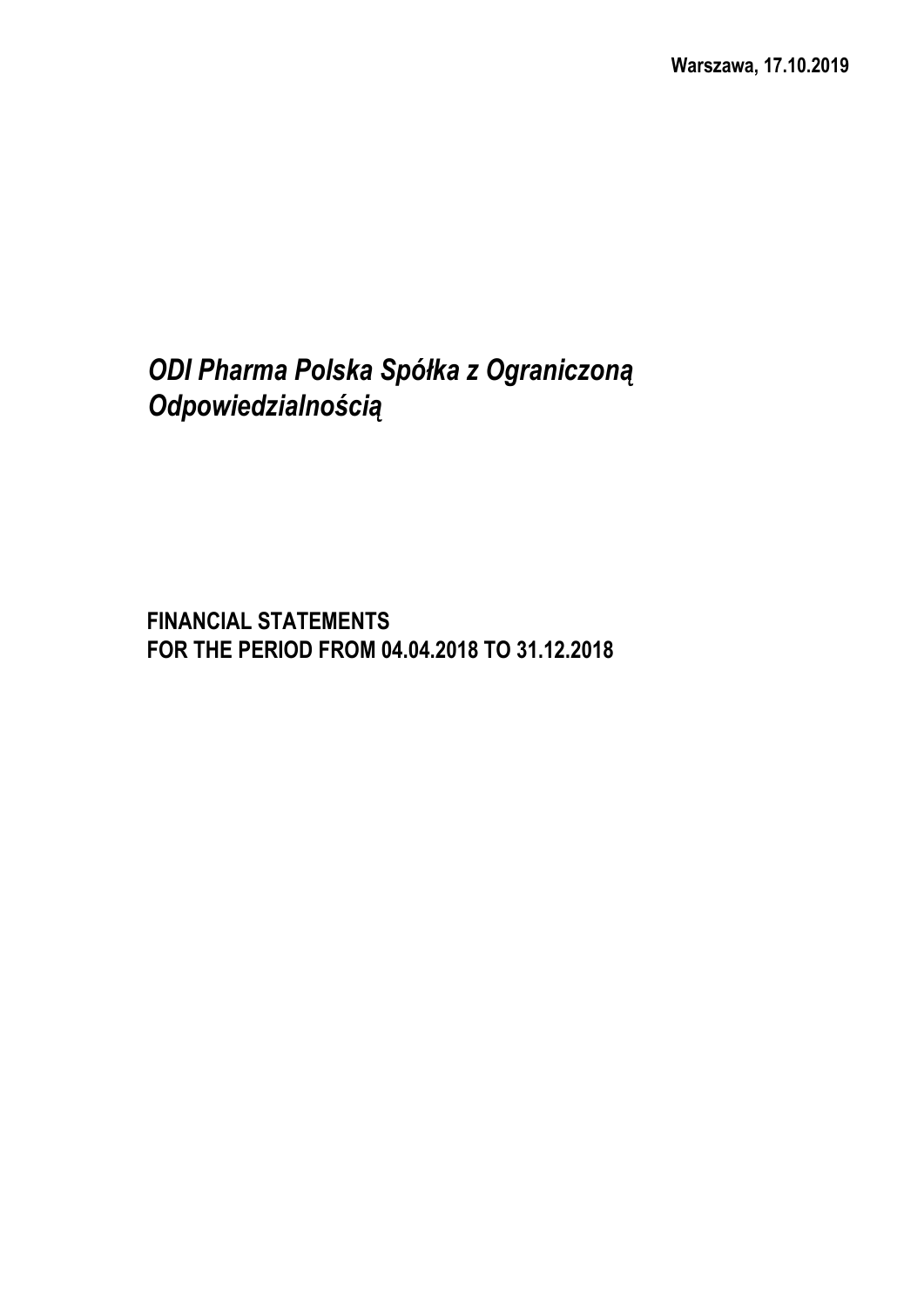**Warszawa, 17.10.2019**

# *ODI Pharma Polska Spółka z Ograniczoną Odpowiedzialnością*

## FINANCIAL STATEMENTS
## FOR THE PERIOD FROM 04.04.2018 TO 31.12.2018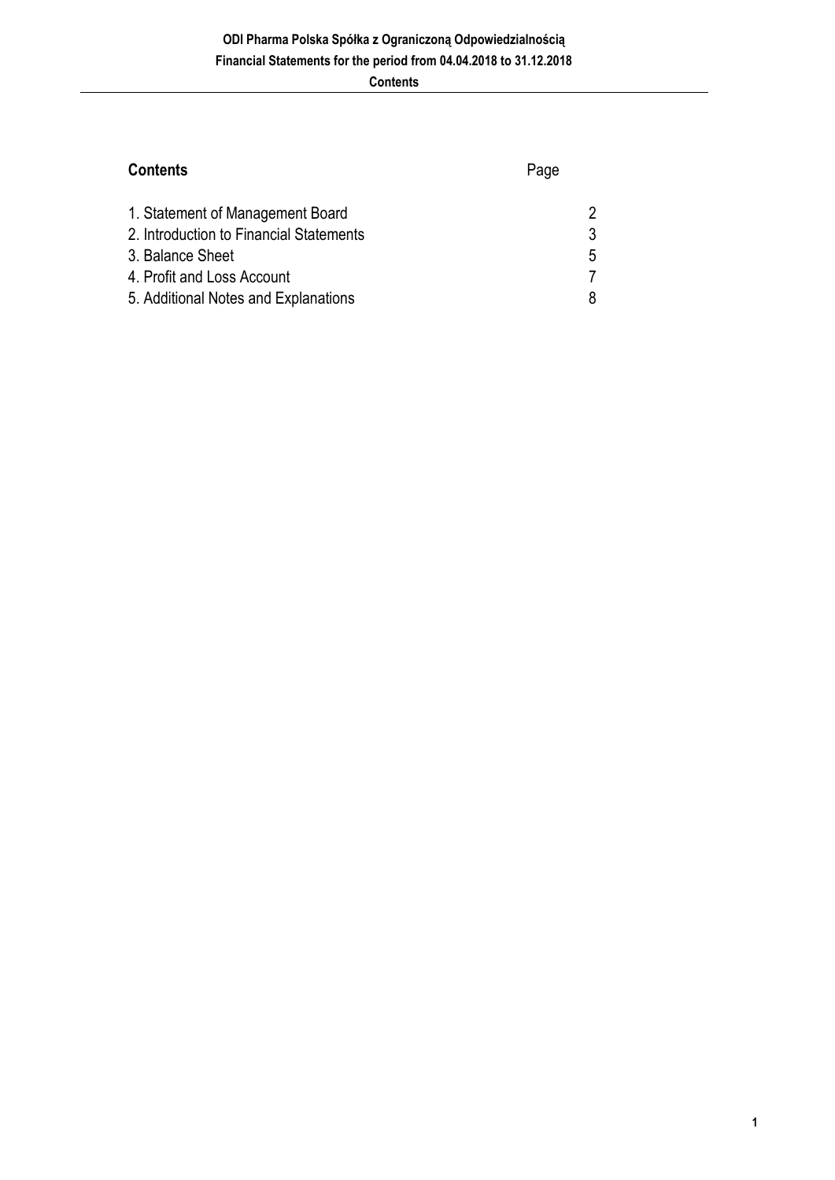## Contents

| Contents | Page |
|---|---|
| 1. Statement of Management Board | 2 |
| 2. Introduction to Financial Statements | 3 |
| 3. Balance Sheet | 5 |
| 4. Profit and Loss Account | 7 |
| 5. Additional Notes and Explanations | 8 |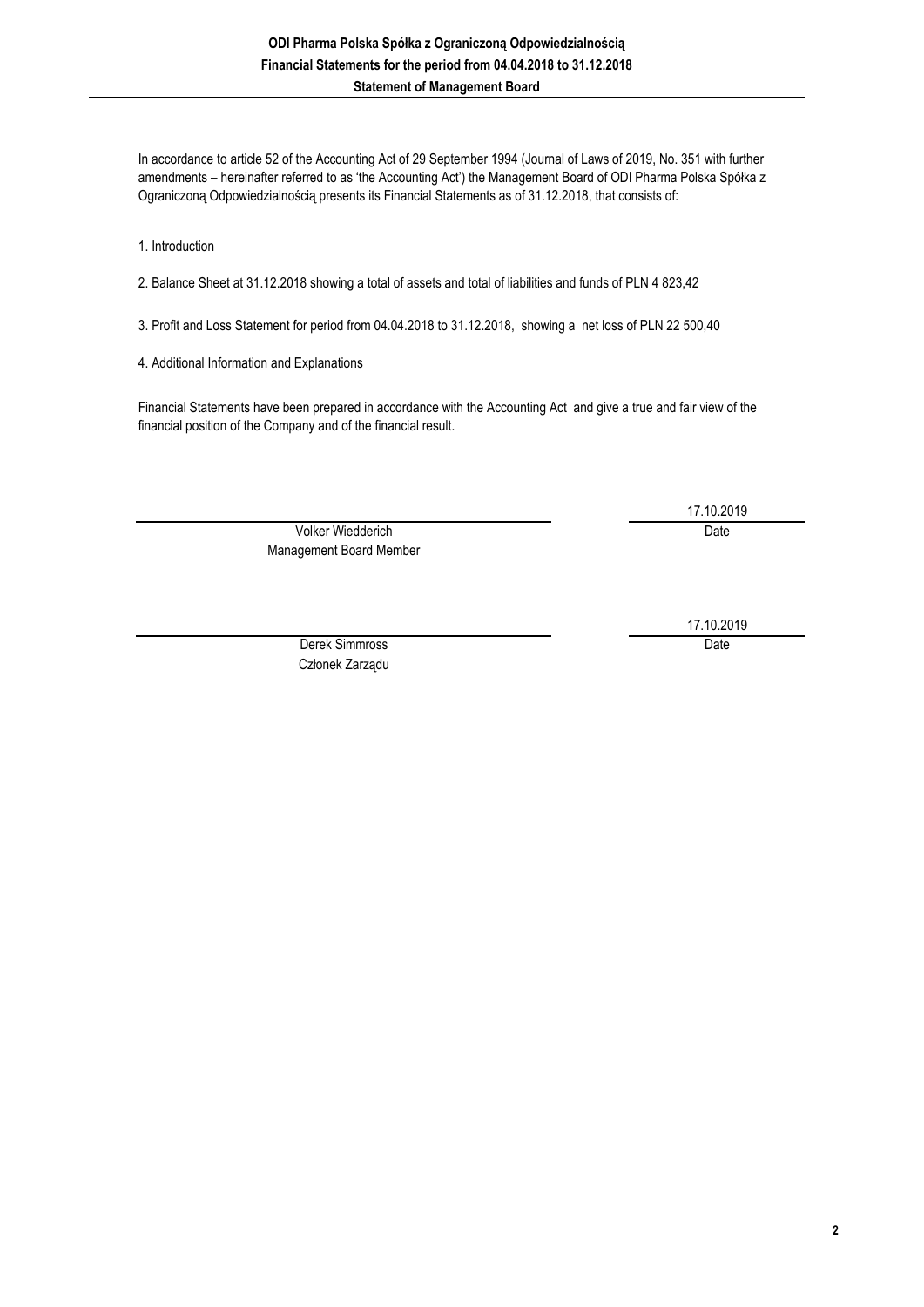**ODI Pharma Polska Spółka z Ograniczoną Odpowiedzialnością**
**Financial Statements for the period from 04.04.2018 to 31.12.2018**

# Statement of Management Board

In accordance to article 52 of the Accounting Act of 29 September 1994 (Journal of Laws of 2019, No. 351 with further amendments – hereinafter referred to as 'the Accounting Act') the Management Board of ODI Pharma Polska Spółka z Ograniczoną Odpowiedzialnością presents its Financial Statements as of 31.12.2018, that consists of:

1. Introduction

2. Balance Sheet at 31.12.2018 showing a total of assets and total of liabilities and funds of PLN 4 823,42

3. Profit and Loss Statement for period from 04.04.2018 to 31.12.2018, showing a net loss of PLN 22 500,40

4. Additional Information and Explanations

Financial Statements have been prepared in accordance with the Accounting Act and give a true and fair view of the financial position of the Company and of the financial result.

| | |
|---|---|
| | 17.10.2019 |
| Volker Wiedderich<br>Management Board Member | Date |
| | 17.10.2019 |
| Derek Simmross<br>Członek Zarządu | Date |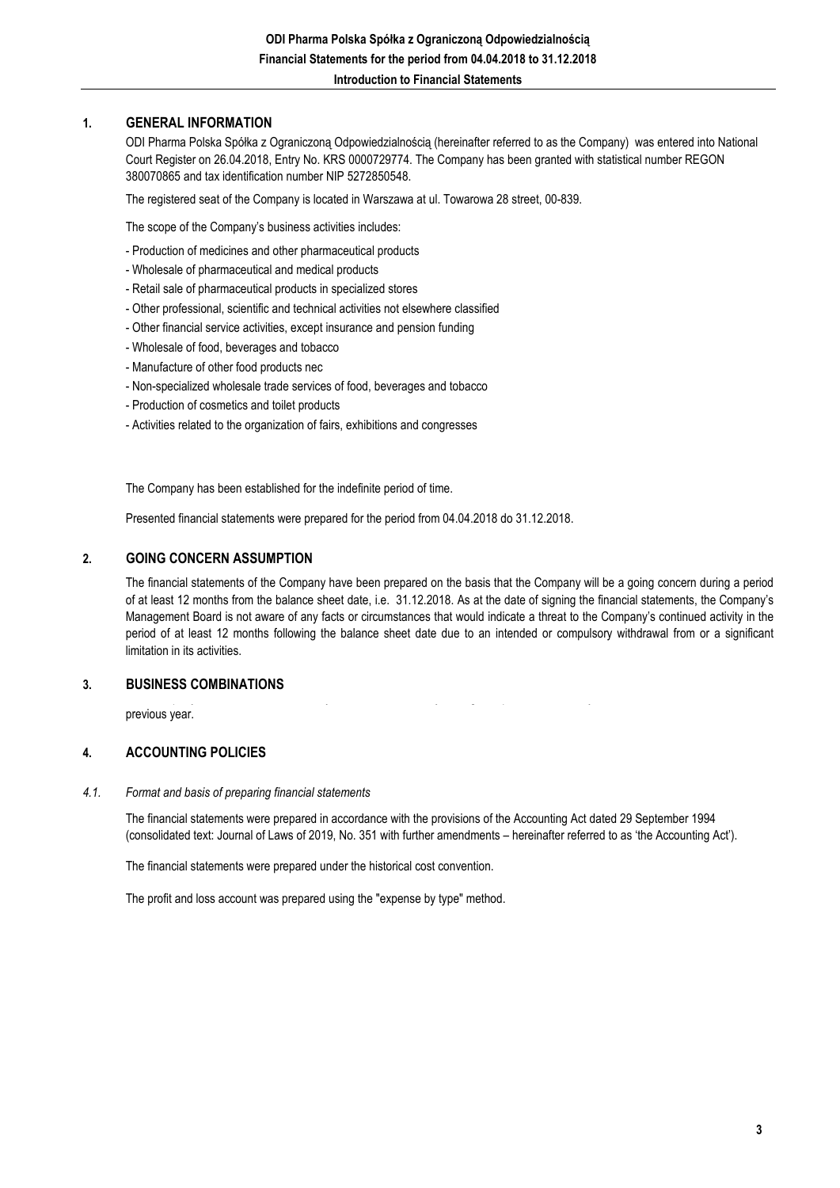## 1. GENERAL INFORMATION

ODI Pharma Polska Spółka z Ograniczoną Odpowiedzialnością (hereinafter referred to as the Company) was entered into National Court Register on 26.04.2018, Entry No. KRS 0000729774. The Company has been granted with statistical number REGON 380070865 and tax identification number NIP 5272850548.

The registered seat of the Company is located in Warszawa at ul. Towarowa 28 street, 00-839.

The scope of the Company's business activities includes:

- Production of medicines and other pharmaceutical products
- Wholesale of pharmaceutical and medical products
- Retail sale of pharmaceutical products in specialized stores
- Other professional, scientific and technical activities not elsewhere classified
- Other financial service activities, except insurance and pension funding
- Wholesale of food, beverages and tobacco
- Manufacture of other food products nec
- Non-specialized wholesale trade services of food, beverages and tobacco
- Production of cosmetics and toilet products
- Activities related to the organization of fairs, exhibitions and congresses

The Company has been established for the indefinite period of time.

Presented financial statements were prepared for the period from 04.04.2018 do 31.12.2018.

## 2. GOING CONCERN ASSUMPTION

The financial statements of the Company have been prepared on the basis that the Company will be a going concern during a period of at least 12 months from the balance sheet date, i.e. 31.12.2018. As at the date of signing the financial statements, the Company's Management Board is not aware of any facts or circumstances that would indicate a threat to the Company's continued activity in the period of at least 12 months following the balance sheet date due to an intended or compulsory withdrawal from or a significant limitation in its activities.

## 3. BUSINESS COMBINATIONS

previous year.

## 4. ACCOUNTING POLICIES

### *4.1. Format and basis of preparing financial statements*

The financial statements were prepared in accordance with the provisions of the Accounting Act dated 29 September 1994 (consolidated text: Journal of Laws of 2019, No. 351 with further amendments – hereinafter referred to as 'the Accounting Act').

The financial statements were prepared under the historical cost convention.

The profit and loss account was prepared using the "expense by type" method.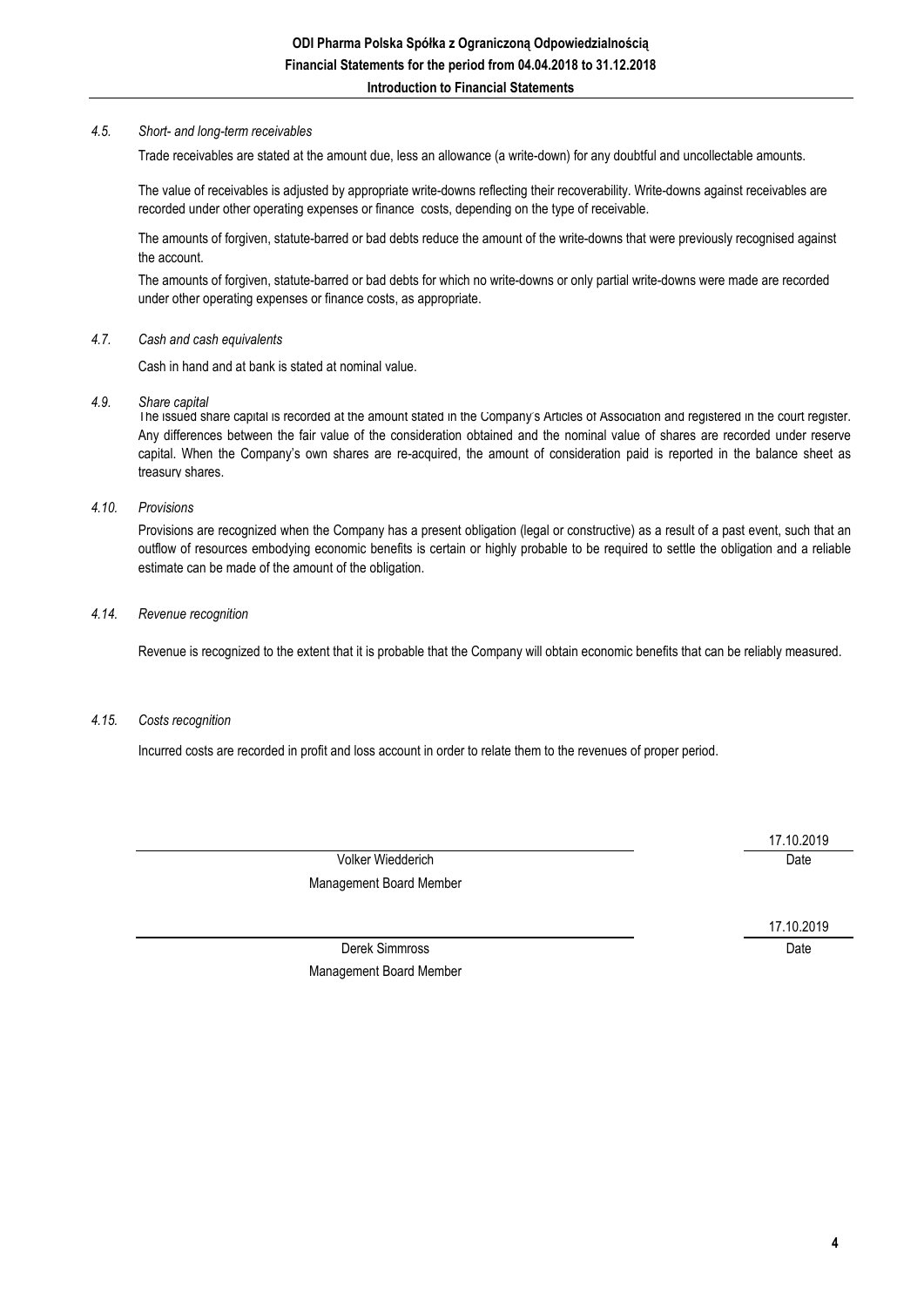#### *4.5. Short- and long-term receivables*

Trade receivables are stated at the amount due, less an allowance (a write-down) for any doubtful and uncollectable amounts.

The value of receivables is adjusted by appropriate write-downs reflecting their recoverability. Write-downs against receivables are recorded under other operating expenses or finance costs, depending on the type of receivable.

The amounts of forgiven, statute-barred or bad debts reduce the amount of the write-downs that were previously recognised against the account.

The amounts of forgiven, statute-barred or bad debts for which no write-downs or only partial write-downs were made are recorded under other operating expenses or finance costs, as appropriate.

#### *4.7. Cash and cash equivalents*

Cash in hand and at bank is stated at nominal value.

#### *4.9. Share capital*

The issued share capital is recorded at the amount stated in the Company's Articles of Association and registered in the court register. Any differences between the fair value of the consideration obtained and the nominal value of shares are recorded under reserve capital. When the Company's own shares are re-acquired, the amount of consideration paid is reported in the balance sheet as treasury shares.

#### *4.10. Provisions*

Provisions are recognized when the Company has a present obligation (legal or constructive) as a result of a past event, such that an outflow of resources embodying economic benefits is certain or highly probable to be required to settle the obligation and a reliable estimate can be made of the amount of the obligation.

#### *4.14. Revenue recognition*

Revenue is recognized to the extent that it is probable that the Company will obtain economic benefits that can be reliably measured.

#### *4.15. Costs recognition*

Incurred costs are recorded in profit and loss account in order to relate them to the revenues of proper period.

| | |
|---|---|
| | 17.10.2019 |
| Volker Wiedderich | Date |
| Management Board Member | |
| | 17.10.2019 |
| Derek Simmross | Date |
| Management Board Member | |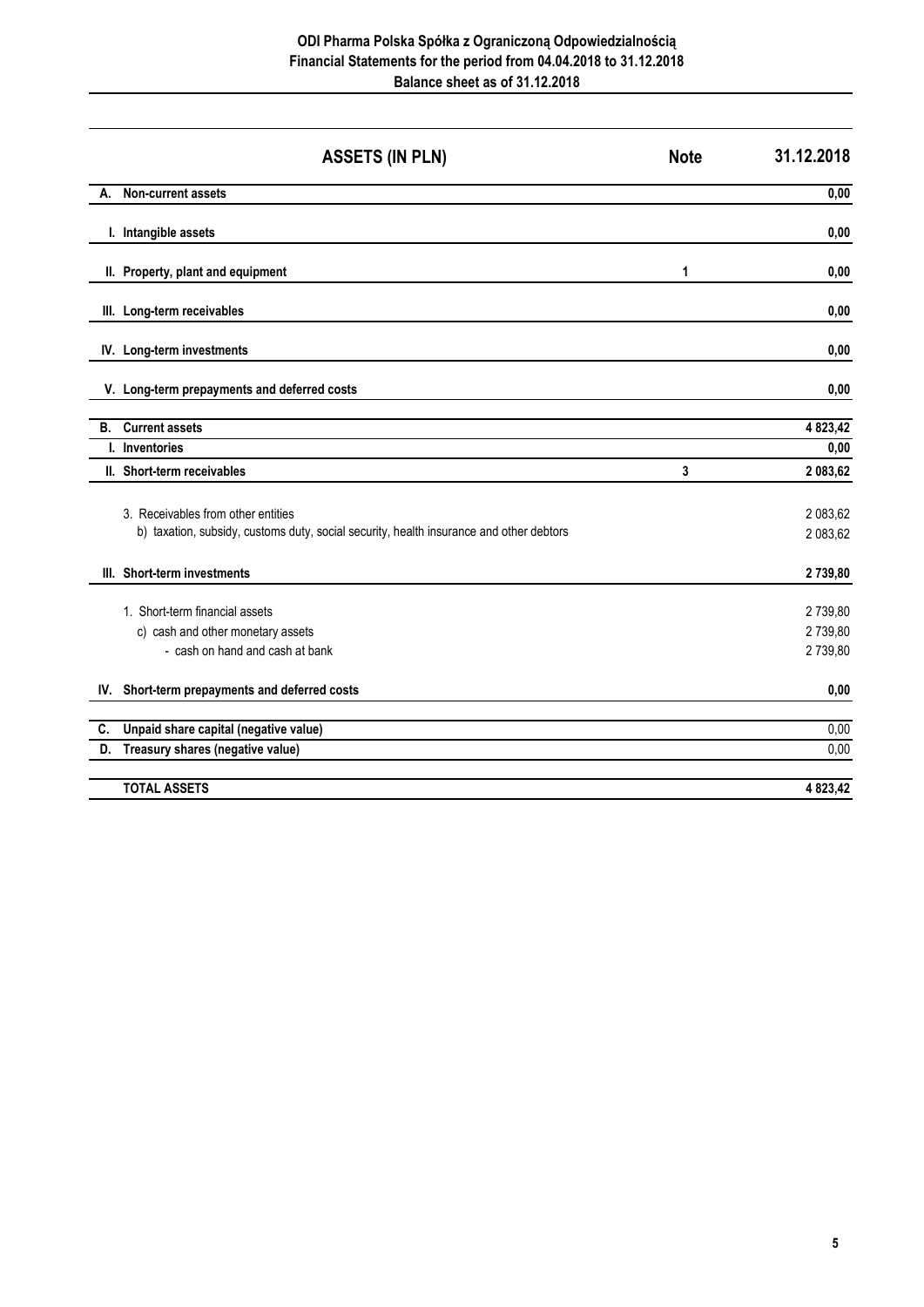# ODI Pharma Polska Spółka z Ograniczoną Odpowiedzialnością
## Financial Statements for the period from 04.04.2018 to 31.12.2018
## Balance sheet as of 31.12.2018

| | ASSETS (IN PLN) | Note | 31.12.2018 |
|---|---|---|---|
| **A.** | **Non-current assets** | | **0,00** |
| **I.** | **Intangible assets** | | **0,00** |
| **II.** | **Property, plant and equipment** | **1** | **0,00** |
| **III.** | **Long-term receivables** | | **0,00** |
| **IV.** | **Long-term investments** | | **0,00** |
| **V.** | **Long-term prepayments and deferred costs** | | **0,00** |
| **B.** | **Current assets** | | **4 823,42** |
| **I.** | **Inventories** | | **0,00** |
| **II.** | **Short-term receivables** | **3** | **2 083,62** |
| | 3. Receivables from other entities | | 2 083,62 |
| | b) taxation, subsidy, customs duty, social security, health insurance and other debtors | | 2 083,62 |
| **III.** | **Short-term investments** | | **2 739,80** |
| | 1. Short-term financial assets | | 2 739,80 |
| | c) cash and other monetary assets | | 2 739,80 |
| | - cash on hand and cash at bank | | 2 739,80 |
| **IV.** | **Short-term prepayments and deferred costs** | | **0,00** |
| **C.** | **Unpaid share capital (negative value)** | | 0,00 |
| **D.** | **Treasury shares (negative value)** | | 0,00 |
| | **TOTAL ASSETS** | | **4 823,42** |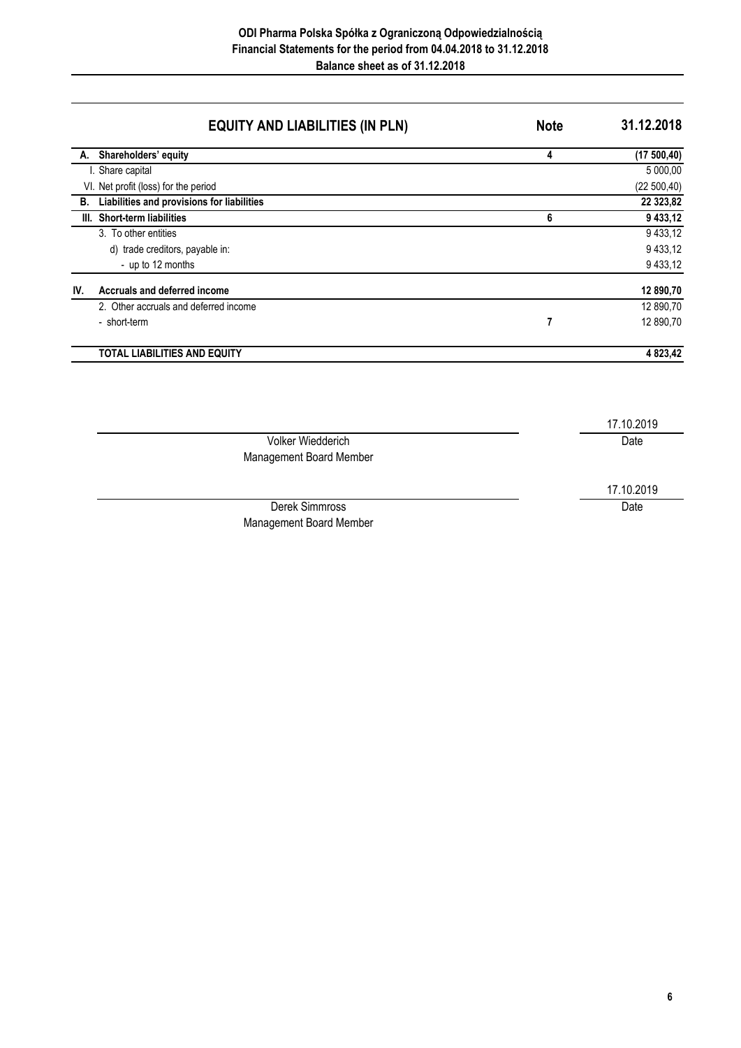**ODI Pharma Polska Spółka z Ograniczoną Odpowiedzialnością**
**Financial Statements for the period from 04.04.2018 to 31.12.2018**
**Balance sheet as of 31.12.2018**

| | EQUITY AND LIABILITIES (IN PLN) | Note | 31.12.2018 |
|---|---|---|---|
| **A.** | **Shareholders' equity** | **4** | **(17 500,40)** |
| | I. Share capital | | 5 000,00 |
| | VI. Net profit (loss) for the period | | (22 500,40) |
| **B.** | **Liabilities and provisions for liabilities** | | **22 323,82** |
| **III.** | **Short-term liabilities** | **6** | **9 433,12** |
| | 3. To other entities | | 9 433,12 |
| | d) trade creditors, payable in: | | 9 433,12 |
| | - up to 12 months | | 9 433,12 |
| **IV.** | **Accruals and deferred income** | | **12 890,70** |
| | 2. Other accruals and deferred income | | 12 890,70 |
| | - short-term | 7 | 12 890,70 |
| | **TOTAL LIABILITIES AND EQUITY** | | **4 823,42** |

Volker Wiedderich
Management Board Member

17.10.2019
Date

Derek Simmross
Management Board Member

17.10.2019
Date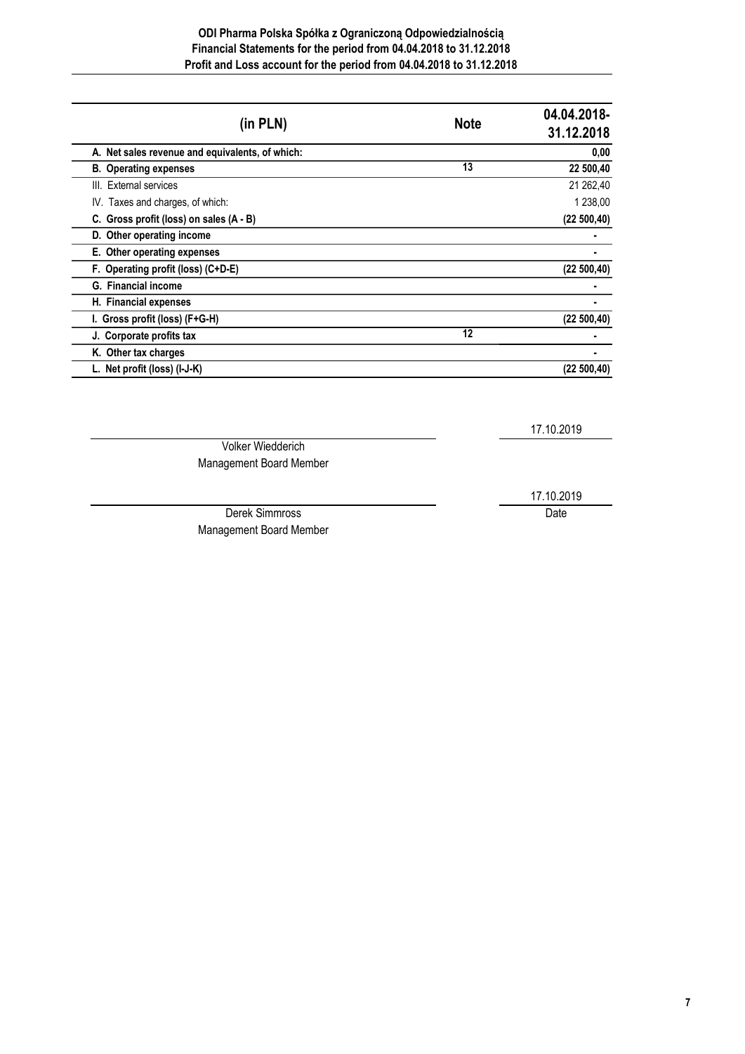**ODI Pharma Polska Spółka z Ograniczoną Odpowiedzialnością**
**Financial Statements for the period from 04.04.2018 to 31.12.2018**
**Profit and Loss account for the period from 04.04.2018 to 31.12.2018**

| (in PLN) | Note | 04.04.2018-31.12.2018 |
|---|---|---|
| **A. Net sales revenue and equivalents, of which:** | | **0,00** |
| **B. Operating expenses** | **13** | **22 500,40** |
| III. External services | | 21 262,40 |
| IV. Taxes and charges, of which: | | 1 238,00 |
| **C. Gross profit (loss) on sales (A - B)** | | **(22 500,40)** |
| **D. Other operating income** | | **-** |
| **E. Other operating expenses** | | **-** |
| **F. Operating profit (loss) (C+D-E)** | | **(22 500,40)** |
| **G. Financial income** | | **-** |
| **H. Financial expenses** | | **-** |
| **I. Gross profit (loss) (F+G-H)** | | **(22 500,40)** |
| **J. Corporate profits tax** | **12** | **-** |
| **K. Other tax charges** | | **-** |
| **L. Net profit (loss) (I-J-K)** | | **(22 500,40)** |

Volker Wiedderich
Management Board Member

17.10.2019

Derek Simmross
Management Board Member

17.10.2019
Date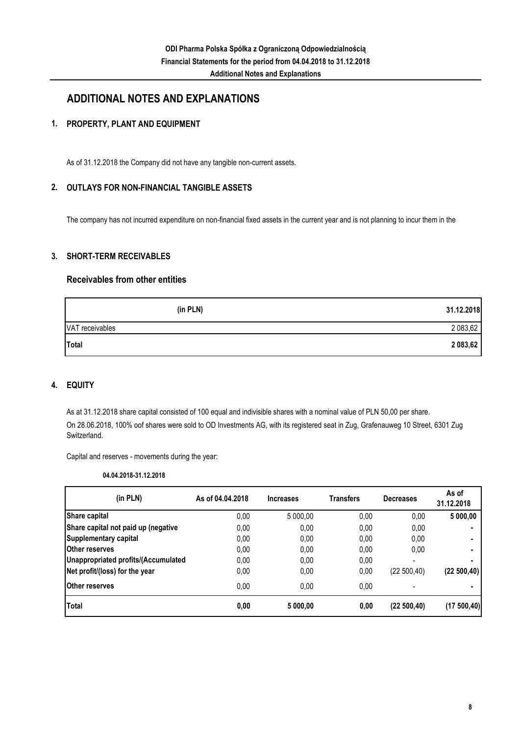# ADDITIONAL NOTES AND EXPLANATIONS

## 1. PROPERTY, PLANT AND EQUIPMENT

As of 31.12.2018 the Company did not have any tangible non-current assets.

## 2. OUTLAYS FOR NON-FINANCIAL TANGIBLE ASSETS

The company has not incurred expenditure on non-financial fixed assets in the current year and is not planning to incur them in the

## 3. SHORT-TERM RECEIVABLES

### Receivables from other entities

| (in PLN) | 31.12.2018 |
|---|---|
| VAT receivables | 2 083,62 |
| **Total** | **2 083,62** |

## 4. EQUITY

As at 31.12.2018 share capital consisted of 100 equal and indivisible shares with a nominal value of PLN 50,00 per share.

On 28.06.2018, 100% oof shares were sold to OD Investments AG, with its registered seat in Zug, Grafenauweg 10 Street, 6301 Zug Switzerland.

Capital and reserves - movements during the year:

**04.04.2018-31.12.2018**

| (in PLN) | As of 04.04.2018 | Increases | Transfers | Decreases | As of 31.12.2018 |
|---|---|---|---|---|---|
| **Share capital** | 0,00 | 5 000,00 | 0,00 | 0,00 | **5 000,00** |
| **Share capital not paid up (negative** | 0,00 | 0,00 | 0,00 | 0,00 | **-** |
| **Supplementary capital** | 0,00 | 0,00 | 0,00 | 0,00 | **-** |
| **Other reserves** | 0,00 | 0,00 | 0,00 | 0,00 | **-** |
| **Unappropriated profits/(Accumulated** | 0,00 | 0,00 | 0,00 | - | **-** |
| **Net profit/(loss) for the year** | 0,00 | 0,00 | 0,00 | (22 500,40) | **(22 500,40)** |
| **Other reserves** | 0,00 | 0,00 | 0,00 | - | **-** |
| **Total** | **0,00** | **5 000,00** | **0,00** | **(22 500,40)** | **(17 500,40)** |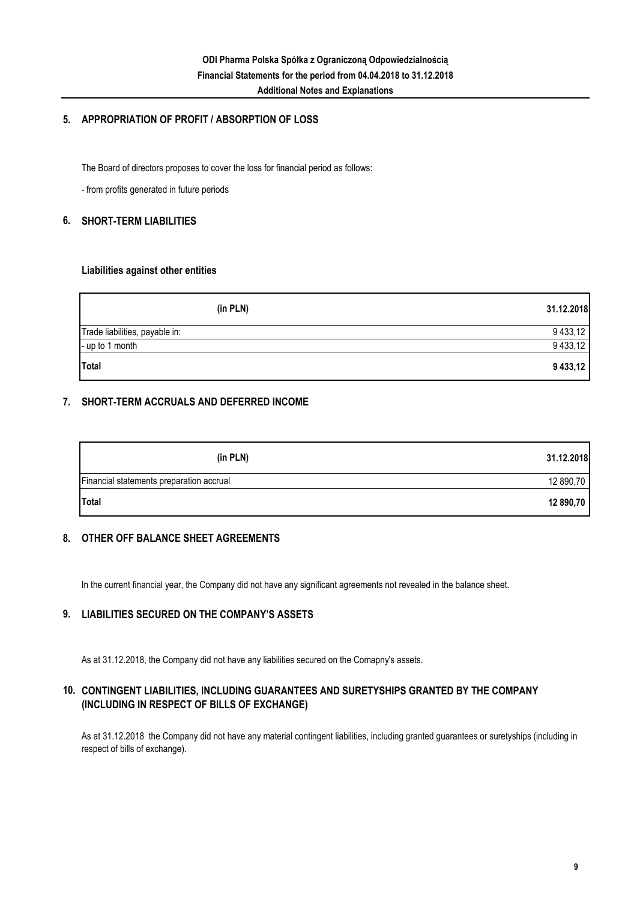## 5. APPROPRIATION OF PROFIT / ABSORPTION OF LOSS

The Board of directors proposes to cover the loss for financial period as follows:

- from profits generated in future periods

## 6. SHORT-TERM LIABILITIES

### Liabilities against other entities

| (in PLN) | 31.12.2018 |
|---|---|
| Trade liabilities, payable in: | 9 433,12 |
| - up to 1 month | 9 433,12 |
| **Total** | **9 433,12** |

## 7. SHORT-TERM ACCRUALS AND DEFERRED INCOME

| (in PLN) | 31.12.2018 |
|---|---|
| Financial statements preparation accrual | 12 890,70 |
| **Total** | **12 890,70** |

## 8. OTHER OFF BALANCE SHEET AGREEMENTS

In the current financial year, the Company did not have any significant agreements not revealed in the balance sheet.

## 9. LIABILITIES SECURED ON THE COMPANY'S ASSETS

As at 31.12.2018, the Company did not have any liabilities secured on the Comapny's assets.

## 10. CONTINGENT LIABILITIES, INCLUDING GUARANTEES AND SURETYSHIPS GRANTED BY THE COMPANY (INCLUDING IN RESPECT OF BILLS OF EXCHANGE)

As at 31.12.2018 the Company did not have any material contingent liabilities, including granted guarantees or suretyships (including in respect of bills of exchange).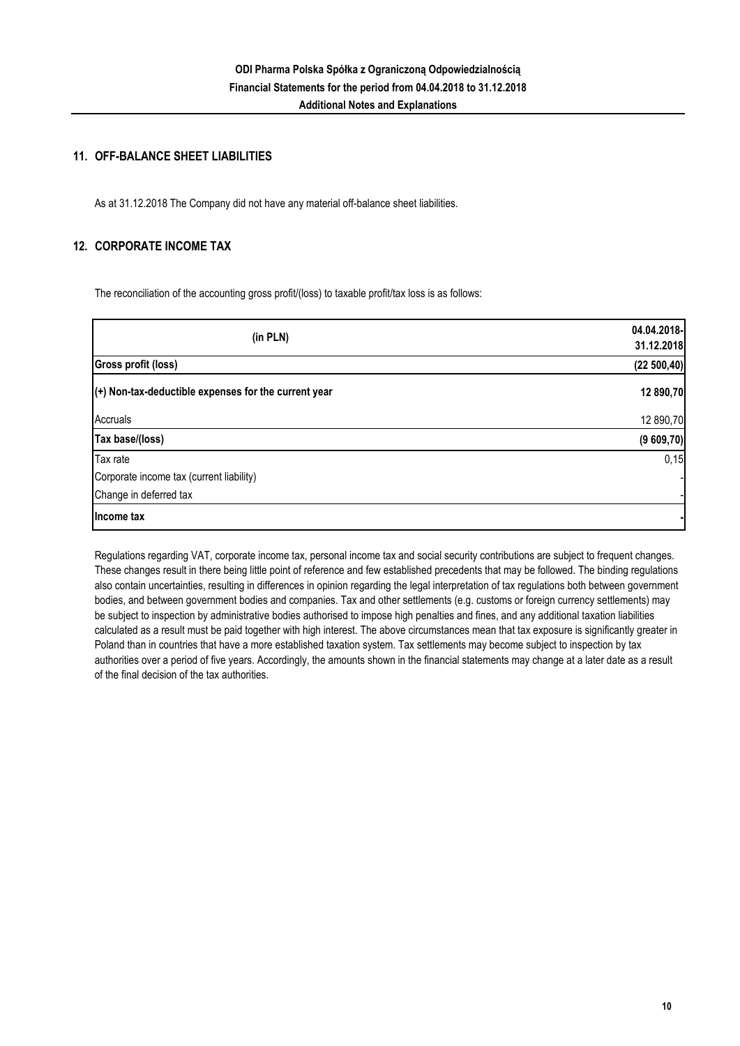## 11. OFF-BALANCE SHEET LIABILITIES

As at 31.12.2018 The Company did not have any material off-balance sheet liabilities.

## 12. CORPORATE INCOME TAX

The reconciliation of the accounting gross profit/(loss) to taxable profit/tax loss is as follows:

| (in PLN) | 04.04.2018-31.12.2018 |
|---|---|
| **Gross profit (loss)** | **(22 500,40)** |
| **(+) Non-tax-deductible expenses for the current year** | **12 890,70** |
| Accruals | 12 890,70 |
| **Tax base/(loss)** | **(9 609,70)** |
| Tax rate | 0,15 |
| Corporate income tax (current liability) | - |
| Change in deferred tax | - |
| **Income tax** | **-** |

Regulations regarding VAT, corporate income tax, personal income tax and social security contributions are subject to frequent changes. These changes result in there being little point of reference and few established precedents that may be followed. The binding regulations also contain uncertainties, resulting in differences in opinion regarding the legal interpretation of tax regulations both between government bodies, and between government bodies and companies. Tax and other settlements (e.g. customs or foreign currency settlements) may be subject to inspection by administrative bodies authorised to impose high penalties and fines, and any additional taxation liabilities calculated as a result must be paid together with high interest. The above circumstances mean that tax exposure is significantly greater in Poland than in countries that have a more established taxation system. Tax settlements may become subject to inspection by tax authorities over a period of five years. Accordingly, the amounts shown in the financial statements may change at a later date as a result of the final decision of the tax authorities.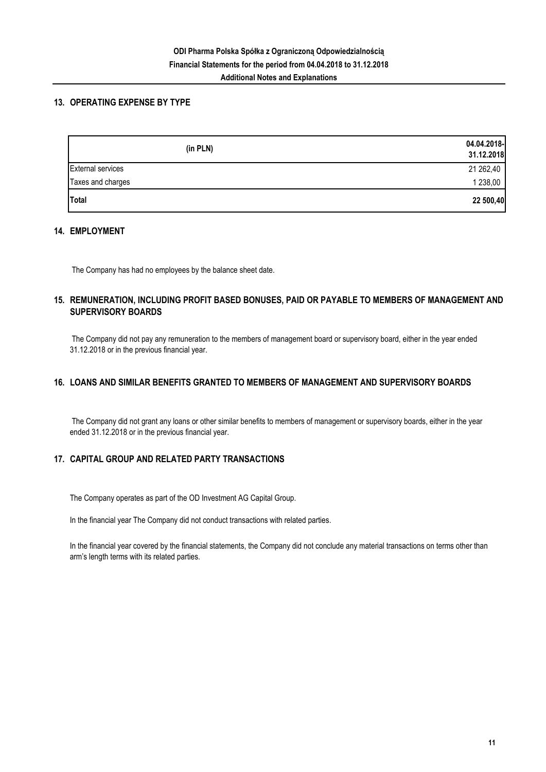## 13. OPERATING EXPENSE BY TYPE

| (in PLN) | 04.04.2018-31.12.2018 |
|---|---|
| External services | 21 262,40 |
| Taxes and charges | 1 238,00 |
| **Total** | **22 500,40** |

## 14. EMPLOYMENT

The Company has had no employees by the balance sheet date.

## 15. REMUNERATION, INCLUDING PROFIT BASED BONUSES, PAID OR PAYABLE TO MEMBERS OF MANAGEMENT AND SUPERVISORY BOARDS

The Company did not pay any remuneration to the members of management board or supervisory board, either in the year ended 31.12.2018 or in the previous financial year.

## 16. LOANS AND SIMILAR BENEFITS GRANTED TO MEMBERS OF MANAGEMENT AND SUPERVISORY BOARDS

The Company did not grant any loans or other similar benefits to members of management or supervisory boards, either in the year ended 31.12.2018 or in the previous financial year.

## 17. CAPITAL GROUP AND RELATED PARTY TRANSACTIONS

The Company operates as part of the OD Investment AG Capital Group.

In the financial year The Company did not conduct transactions with related parties.

In the financial year covered by the financial statements, the Company did not conclude any material transactions on terms other than arm's length terms with its related parties.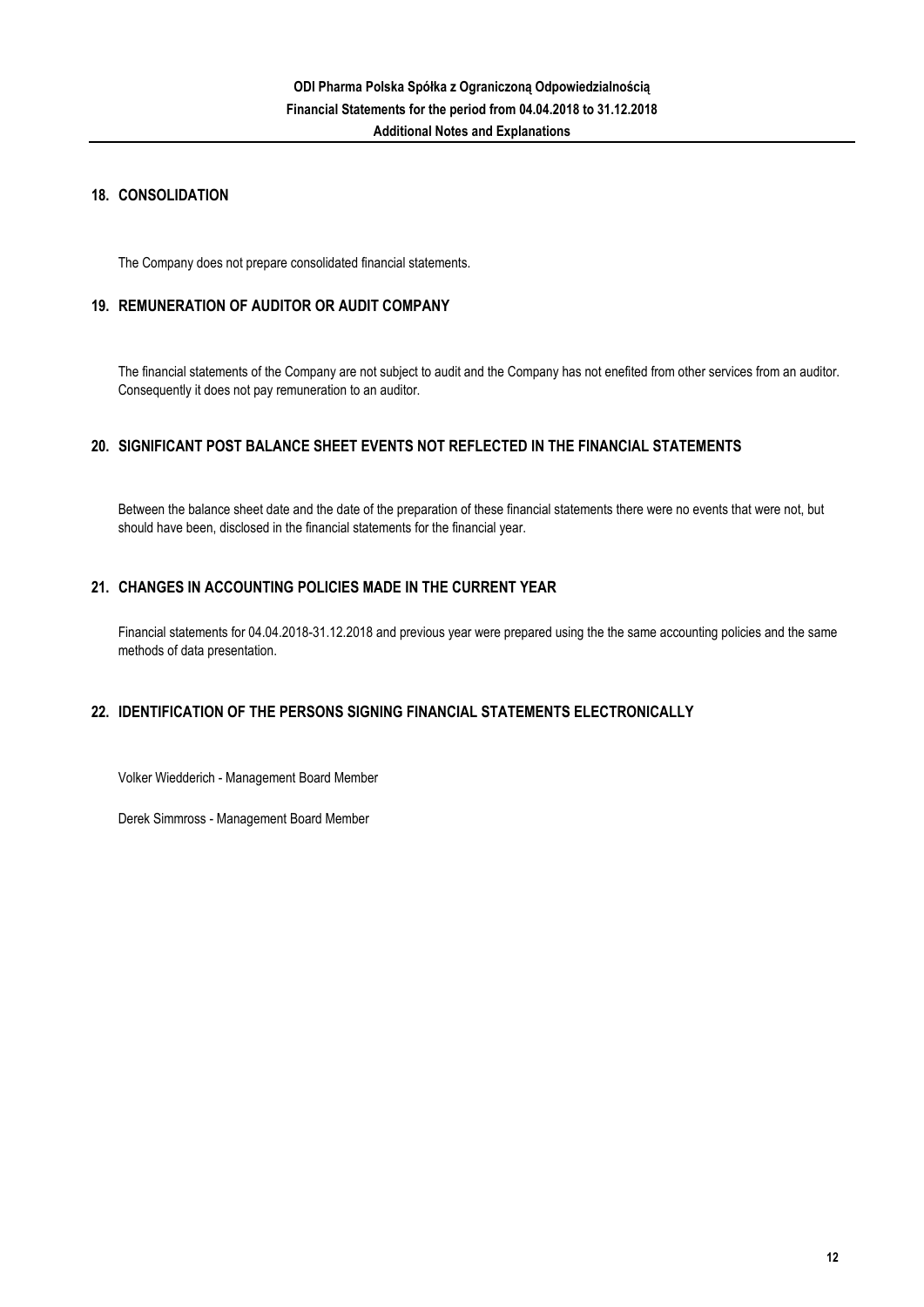## 18. CONSOLIDATION

The Company does not prepare consolidated financial statements.

## 19. REMUNERATION OF AUDITOR OR AUDIT COMPANY

The financial statements of the Company are not subject to audit and the Company has not enefited from other services from an auditor. Consequently it does not pay remuneration to an auditor.

## 20. SIGNIFICANT POST BALANCE SHEET EVENTS NOT REFLECTED IN THE FINANCIAL STATEMENTS

Between the balance sheet date and the date of the preparation of these financial statements there were no events that were not, but should have been, disclosed in the financial statements for the financial year.

## 21. CHANGES IN ACCOUNTING POLICIES MADE IN THE CURRENT YEAR

Financial statements for 04.04.2018-31.12.2018 and previous year were prepared using the the same accounting policies and the same methods of data presentation.

## 22. IDENTIFICATION OF THE PERSONS SIGNING FINANCIAL STATEMENTS ELECTRONICALLY

Volker Wiedderich - Management Board Member

Derek Simmross - Management Board Member